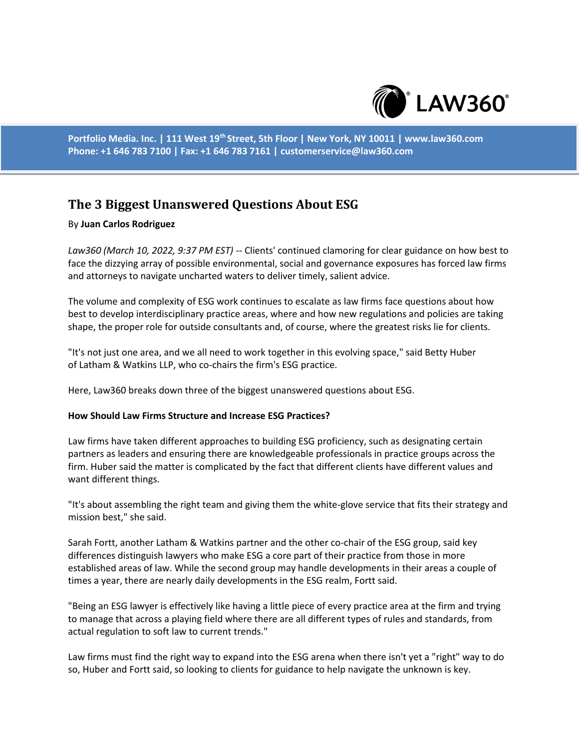Portfolio Media. Inc. | 111 West 19th Street, 5th Floor | New York, NY 10011 | www.law360.com
Phone: +1 646 783 7100 | Fax: +1 646 783 7161 | customerservice@law360.com

# The 3 Biggest Unanswered Questions About ESG

By **Juan Carlos Rodriguez**

*Law360 (March 10, 2022, 9:37 PM EST)* -- Clients' continued clamoring for clear guidance on how best to face the dizzying array of possible environmental, social and governance exposures has forced law firms and attorneys to navigate uncharted waters to deliver timely, salient advice.

The volume and complexity of ESG work continues to escalate as law firms face questions about how best to develop interdisciplinary practice areas, where and how new regulations and policies are taking shape, the proper role for outside consultants and, of course, where the greatest risks lie for clients.

"It's not just one area, and we all need to work together in this evolving space," said Betty Huber of Latham & Watkins LLP, who co-chairs the firm's ESG practice.

Here, Law360 breaks down three of the biggest unanswered questions about ESG.

**How Should Law Firms Structure and Increase ESG Practices?**

Law firms have taken different approaches to building ESG proficiency, such as designating certain partners as leaders and ensuring there are knowledgeable professionals in practice groups across the firm. Huber said the matter is complicated by the fact that different clients have different values and want different things.

"It's about assembling the right team and giving them the white-glove service that fits their strategy and mission best," she said.

Sarah Fortt, another Latham & Watkins partner and the other co-chair of the ESG group, said key differences distinguish lawyers who make ESG a core part of their practice from those in more established areas of law. While the second group may handle developments in their areas a couple of times a year, there are nearly daily developments in the ESG realm, Fortt said.

"Being an ESG lawyer is effectively like having a little piece of every practice area at the firm and trying to manage that across a playing field where there are all different types of rules and standards, from actual regulation to soft law to current trends."

Law firms must find the right way to expand into the ESG arena when there isn't yet a "right" way to do so, Huber and Fortt said, so looking to clients for guidance to help navigate the unknown is key.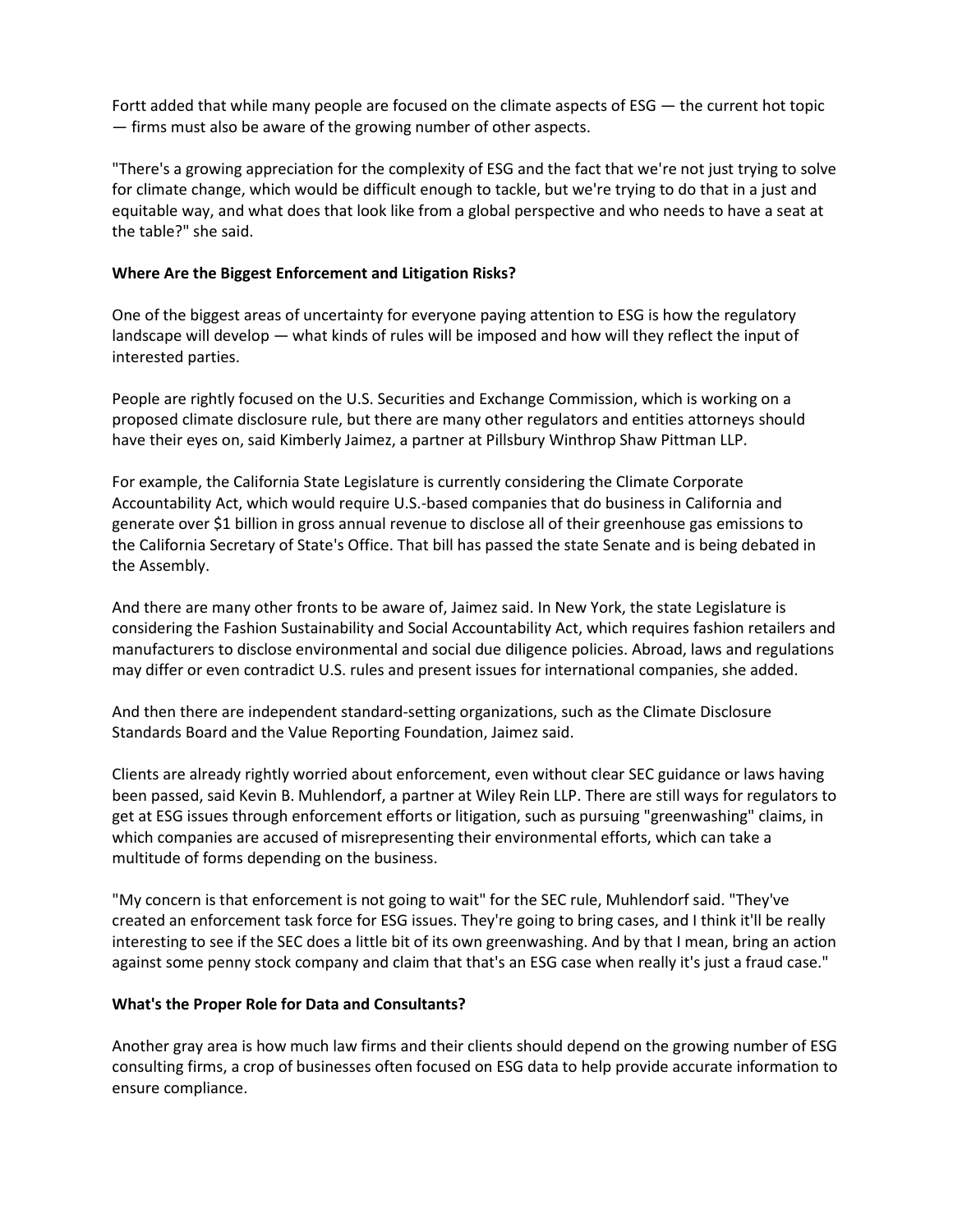Fortt added that while many people are focused on the climate aspects of ESG — the current hot topic — firms must also be aware of the growing number of other aspects.

"There's a growing appreciation for the complexity of ESG and the fact that we're not just trying to solve for climate change, which would be difficult enough to tackle, but we're trying to do that in a just and equitable way, and what does that look like from a global perspective and who needs to have a seat at the table?" she said.

**Where Are the Biggest Enforcement and Litigation Risks?**

One of the biggest areas of uncertainty for everyone paying attention to ESG is how the regulatory landscape will develop — what kinds of rules will be imposed and how will they reflect the input of interested parties.

People are rightly focused on the U.S. Securities and Exchange Commission, which is working on a proposed climate disclosure rule, but there are many other regulators and entities attorneys should have their eyes on, said Kimberly Jaimez, a partner at Pillsbury Winthrop Shaw Pittman LLP.

For example, the California State Legislature is currently considering the Climate Corporate Accountability Act, which would require U.S.-based companies that do business in California and generate over $1 billion in gross annual revenue to disclose all of their greenhouse gas emissions to the California Secretary of State's Office. That bill has passed the state Senate and is being debated in the Assembly.

And there are many other fronts to be aware of, Jaimez said. In New York, the state Legislature is considering the Fashion Sustainability and Social Accountability Act, which requires fashion retailers and manufacturers to disclose environmental and social due diligence policies. Abroad, laws and regulations may differ or even contradict U.S. rules and present issues for international companies, she added.

And then there are independent standard-setting organizations, such as the Climate Disclosure Standards Board and the Value Reporting Foundation, Jaimez said.

Clients are already rightly worried about enforcement, even without clear SEC guidance or laws having been passed, said Kevin B. Muhlendorf, a partner at Wiley Rein LLP. There are still ways for regulators to get at ESG issues through enforcement efforts or litigation, such as pursuing "greenwashing" claims, in which companies are accused of misrepresenting their environmental efforts, which can take a multitude of forms depending on the business.

"My concern is that enforcement is not going to wait" for the SEC rule, Muhlendorf said. "They've created an enforcement task force for ESG issues. They're going to bring cases, and I think it'll be really interesting to see if the SEC does a little bit of its own greenwashing. And by that I mean, bring an action against some penny stock company and claim that that's an ESG case when really it's just a fraud case."

**What's the Proper Role for Data and Consultants?**

Another gray area is how much law firms and their clients should depend on the growing number of ESG consulting firms, a crop of businesses often focused on ESG data to help provide accurate information to ensure compliance.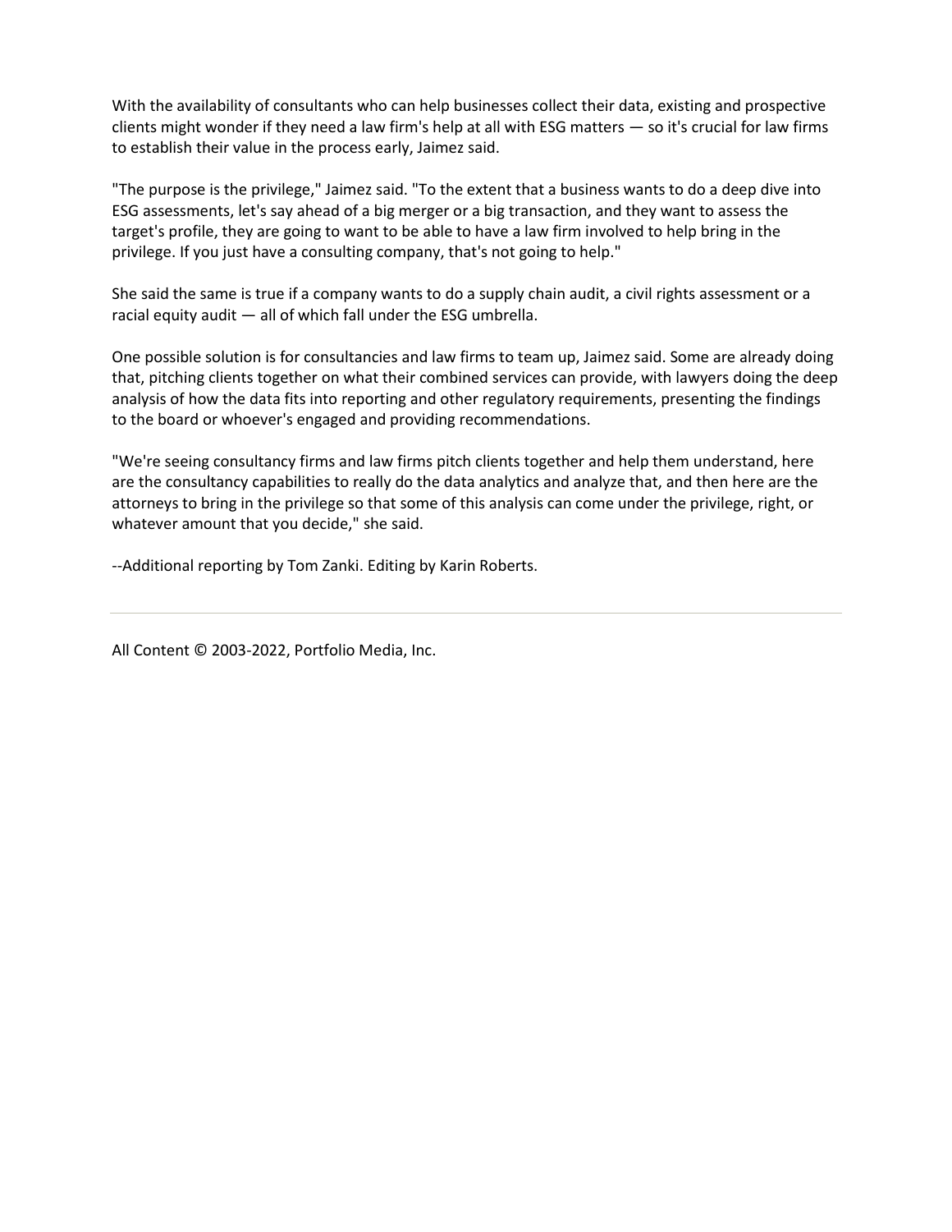With the availability of consultants who can help businesses collect their data, existing and prospective clients might wonder if they need a law firm's help at all with ESG matters — so it's crucial for law firms to establish their value in the process early, Jaimez said.

"The purpose is the privilege," Jaimez said. "To the extent that a business wants to do a deep dive into ESG assessments, let's say ahead of a big merger or a big transaction, and they want to assess the target's profile, they are going to want to be able to have a law firm involved to help bring in the privilege. If you just have a consulting company, that's not going to help."

She said the same is true if a company wants to do a supply chain audit, a civil rights assessment or a racial equity audit — all of which fall under the ESG umbrella.

One possible solution is for consultancies and law firms to team up, Jaimez said. Some are already doing that, pitching clients together on what their combined services can provide, with lawyers doing the deep analysis of how the data fits into reporting and other regulatory requirements, presenting the findings to the board or whoever's engaged and providing recommendations.

"We're seeing consultancy firms and law firms pitch clients together and help them understand, here are the consultancy capabilities to really do the data analytics and analyze that, and then here are the attorneys to bring in the privilege so that some of this analysis can come under the privilege, right, or whatever amount that you decide," she said.

--Additional reporting by Tom Zanki. Editing by Karin Roberts.

---

All Content © 2003-2022, Portfolio Media, Inc.